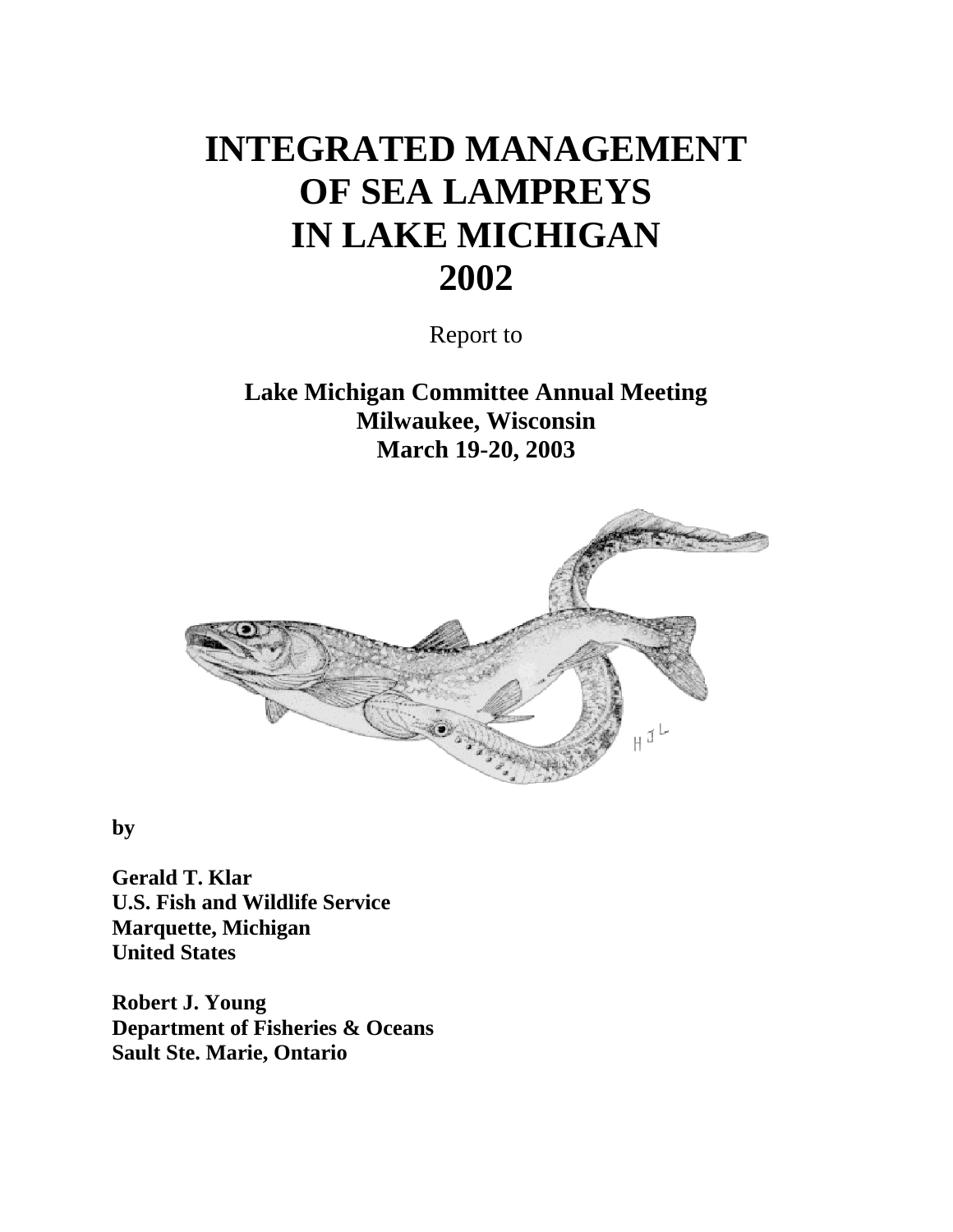# INTEGRATED MANAGEMENT OF SEA LAMPREYS IN LAKE MICHIGAN 2002

Report to

**Lake Michigan Committee Annual Meeting**
**Milwaukee, Wisconsin**
**March 19-20, 2003**

**by**

**Gerald T. Klar**
**U.S. Fish and Wildlife Service**
**Marquette, Michigan**
**United States**

**Robert J. Young**
**Department of Fisheries & Oceans**
**Sault Ste. Marie, Ontario**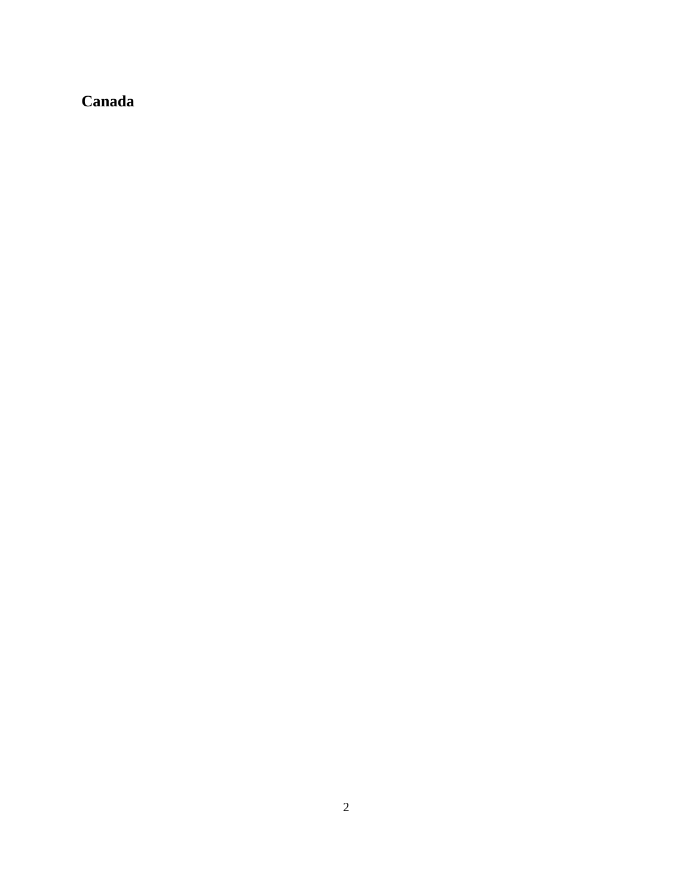**Canada**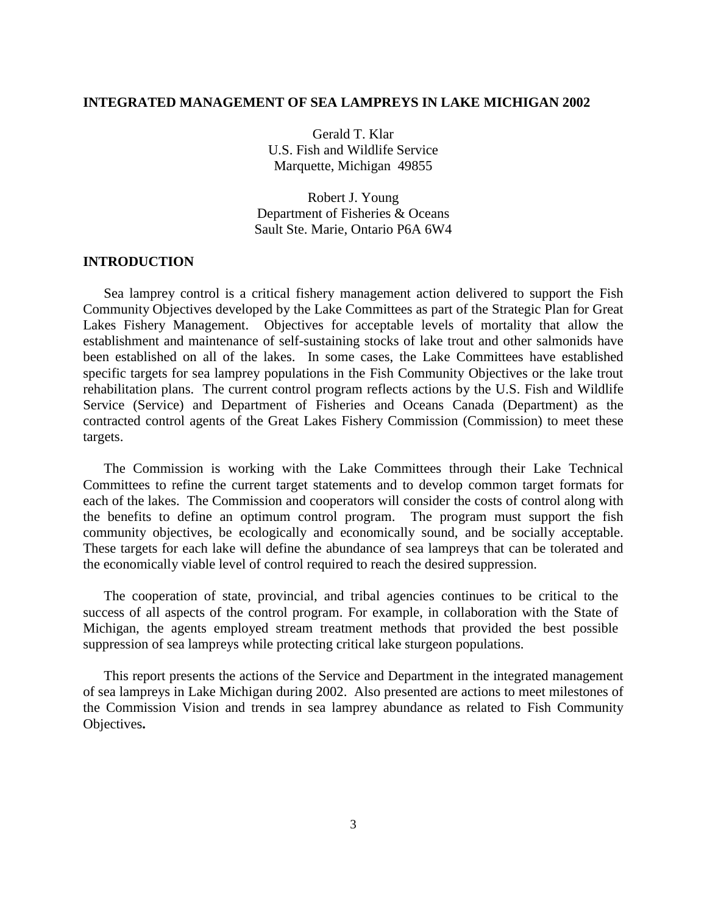# INTEGRATED MANAGEMENT OF SEA LAMPREYS IN LAKE MICHIGAN 2002

Gerald T. Klar
U.S. Fish and Wildlife Service
Marquette, Michigan 49855

Robert J. Young
Department of Fisheries & Oceans
Sault Ste. Marie, Ontario P6A 6W4

## INTRODUCTION

Sea lamprey control is a critical fishery management action delivered to support the Fish Community Objectives developed by the Lake Committees as part of the Strategic Plan for Great Lakes Fishery Management. Objectives for acceptable levels of mortality that allow the establishment and maintenance of self-sustaining stocks of lake trout and other salmonids have been established on all of the lakes. In some cases, the Lake Committees have established specific targets for sea lamprey populations in the Fish Community Objectives or the lake trout rehabilitation plans. The current control program reflects actions by the U.S. Fish and Wildlife Service (Service) and Department of Fisheries and Oceans Canada (Department) as the contracted control agents of the Great Lakes Fishery Commission (Commission) to meet these targets.

The Commission is working with the Lake Committees through their Lake Technical Committees to refine the current target statements and to develop common target formats for each of the lakes. The Commission and cooperators will consider the costs of control along with the benefits to define an optimum control program. The program must support the fish community objectives, be ecologically and economically sound, and be socially acceptable. These targets for each lake will define the abundance of sea lampreys that can be tolerated and the economically viable level of control required to reach the desired suppression.

The cooperation of state, provincial, and tribal agencies continues to be critical to the success of all aspects of the control program. For example, in collaboration with the State of Michigan, the agents employed stream treatment methods that provided the best possible suppression of sea lampreys while protecting critical lake sturgeon populations.

This report presents the actions of the Service and Department in the integrated management of sea lampreys in Lake Michigan during 2002. Also presented are actions to meet milestones of the Commission Vision and trends in sea lamprey abundance as related to Fish Community Objectives**.**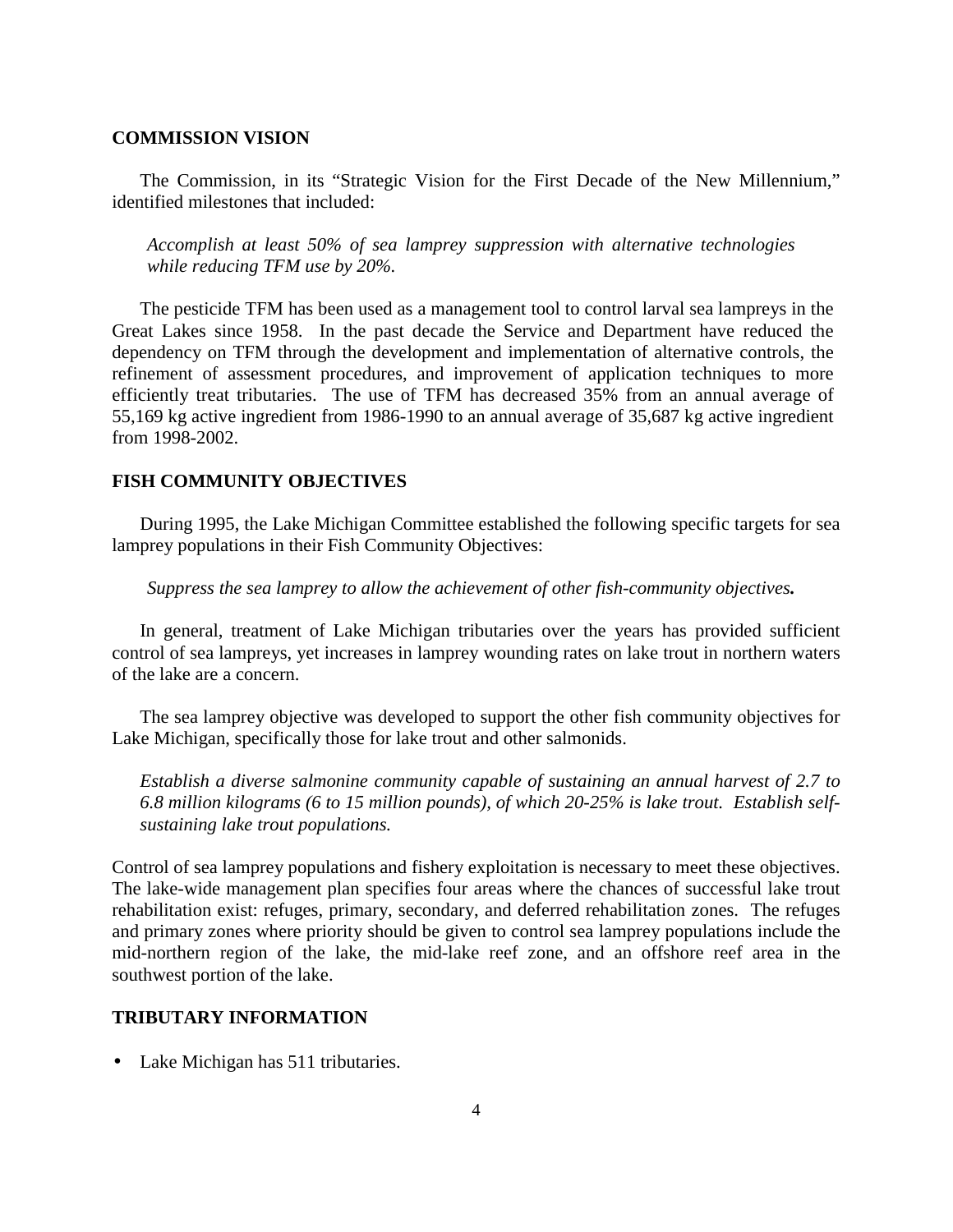## COMMISSION VISION

The Commission, in its "Strategic Vision for the First Decade of the New Millennium," identified milestones that included:

> *Accomplish at least 50% of sea lamprey suppression with alternative technologies while reducing TFM use by 20%.*

The pesticide TFM has been used as a management tool to control larval sea lampreys in the Great Lakes since 1958. In the past decade the Service and Department have reduced the dependency on TFM through the development and implementation of alternative controls, the refinement of assessment procedures, and improvement of application techniques to more efficiently treat tributaries. The use of TFM has decreased 35% from an annual average of 55,169 kg active ingredient from 1986-1990 to an annual average of 35,687 kg active ingredient from 1998-2002.

## FISH COMMUNITY OBJECTIVES

During 1995, the Lake Michigan Committee established the following specific targets for sea lamprey populations in their Fish Community Objectives:

> *Suppress the sea lamprey to allow the achievement of other fish-community objectives.*

In general, treatment of Lake Michigan tributaries over the years has provided sufficient control of sea lampreys, yet increases in lamprey wounding rates on lake trout in northern waters of the lake are a concern.

The sea lamprey objective was developed to support the other fish community objectives for Lake Michigan, specifically those for lake trout and other salmonids.

> *Establish a diverse salmonine community capable of sustaining an annual harvest of 2.7 to 6.8 million kilograms (6 to 15 million pounds), of which 20-25% is lake trout. Establish self-sustaining lake trout populations.*

Control of sea lamprey populations and fishery exploitation is necessary to meet these objectives. The lake-wide management plan specifies four areas where the chances of successful lake trout rehabilitation exist: refuges, primary, secondary, and deferred rehabilitation zones. The refuges and primary zones where priority should be given to control sea lamprey populations include the mid-northern region of the lake, the mid-lake reef zone, and an offshore reef area in the southwest portion of the lake.

## TRIBUTARY INFORMATION

- Lake Michigan has 511 tributaries.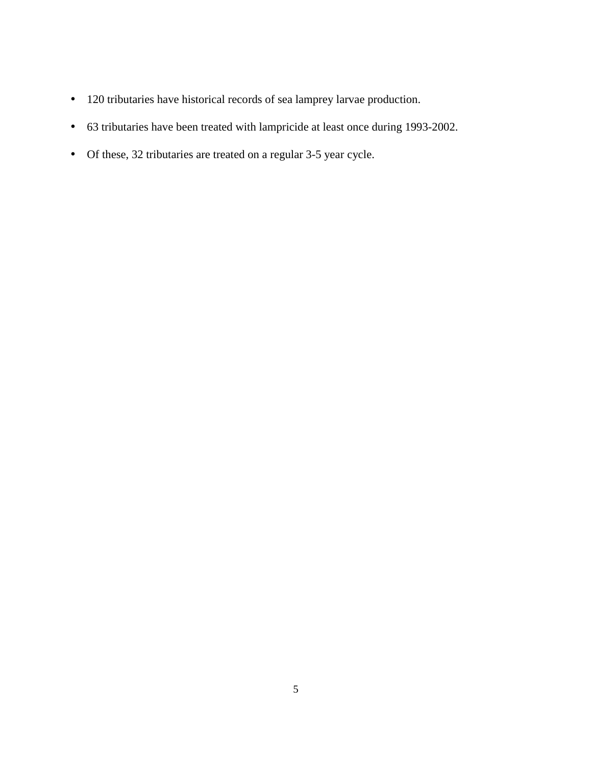- 120 tributaries have historical records of sea lamprey larvae production.
- 63 tributaries have been treated with lampricide at least once during 1993-2002.
- Of these, 32 tributaries are treated on a regular 3-5 year cycle.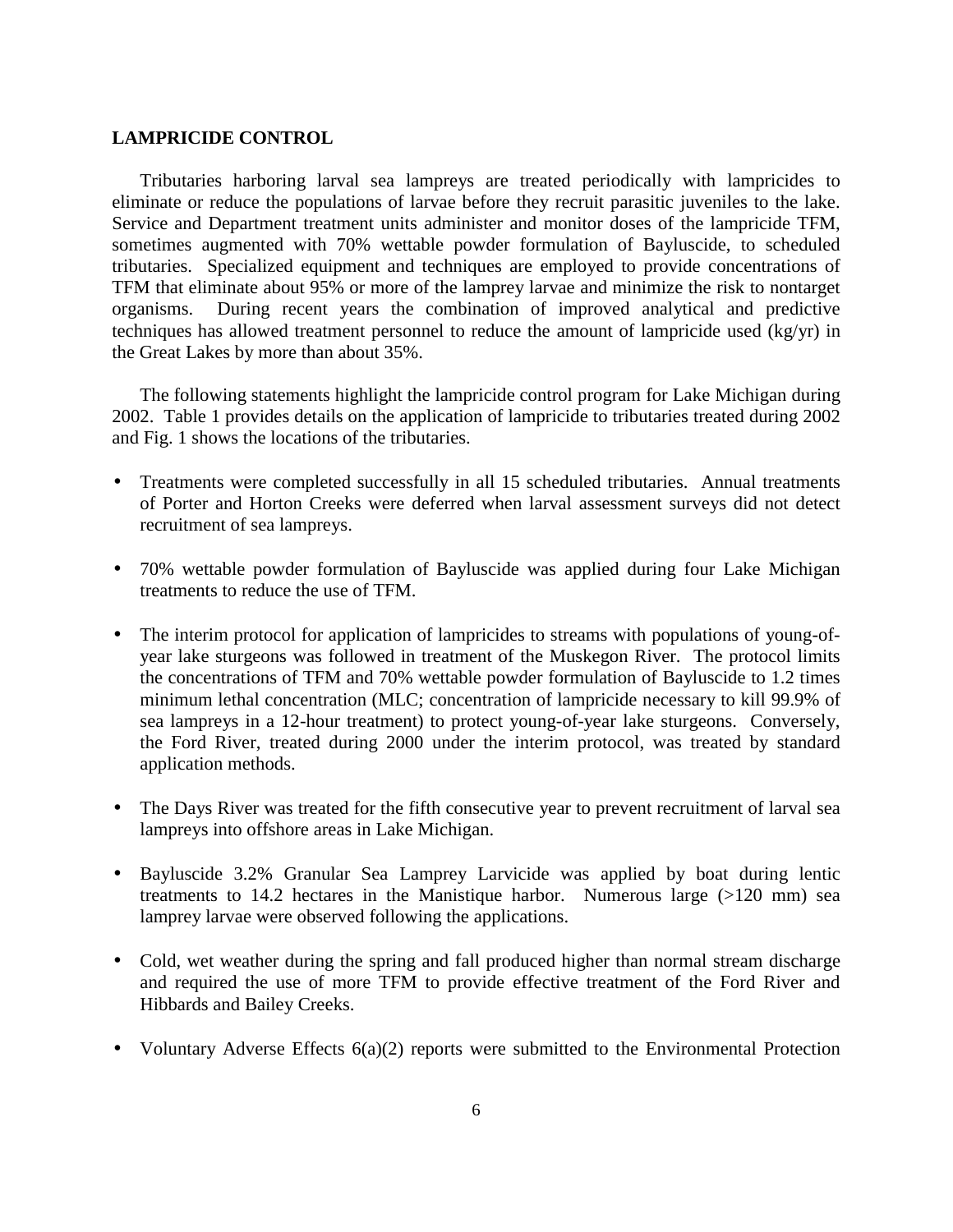## LAMPRICIDE CONTROL

Tributaries harboring larval sea lampreys are treated periodically with lampricides to eliminate or reduce the populations of larvae before they recruit parasitic juveniles to the lake. Service and Department treatment units administer and monitor doses of the lampricide TFM, sometimes augmented with 70% wettable powder formulation of Bayluscide, to scheduled tributaries. Specialized equipment and techniques are employed to provide concentrations of TFM that eliminate about 95% or more of the lamprey larvae and minimize the risk to nontarget organisms. During recent years the combination of improved analytical and predictive techniques has allowed treatment personnel to reduce the amount of lampricide used (kg/yr) in the Great Lakes by more than about 35%.

The following statements highlight the lampricide control program for Lake Michigan during 2002. Table 1 provides details on the application of lampricide to tributaries treated during 2002 and Fig. 1 shows the locations of the tributaries.

- Treatments were completed successfully in all 15 scheduled tributaries. Annual treatments of Porter and Horton Creeks were deferred when larval assessment surveys did not detect recruitment of sea lampreys.

- 70% wettable powder formulation of Bayluscide was applied during four Lake Michigan treatments to reduce the use of TFM.

- The interim protocol for application of lampricides to streams with populations of young-of-year lake sturgeons was followed in treatment of the Muskegon River. The protocol limits the concentrations of TFM and 70% wettable powder formulation of Bayluscide to 1.2 times minimum lethal concentration (MLC; concentration of lampricide necessary to kill 99.9% of sea lampreys in a 12-hour treatment) to protect young-of-year lake sturgeons. Conversely, the Ford River, treated during 2000 under the interim protocol, was treated by standard application methods.

- The Days River was treated for the fifth consecutive year to prevent recruitment of larval sea lampreys into offshore areas in Lake Michigan.

- Bayluscide 3.2% Granular Sea Lamprey Larvicide was applied by boat during lentic treatments to 14.2 hectares in the Manistique harbor. Numerous large (>120 mm) sea lamprey larvae were observed following the applications.

- Cold, wet weather during the spring and fall produced higher than normal stream discharge and required the use of more TFM to provide effective treatment of the Ford River and Hibbards and Bailey Creeks.

- Voluntary Adverse Effects 6(a)(2) reports were submitted to the Environmental Protection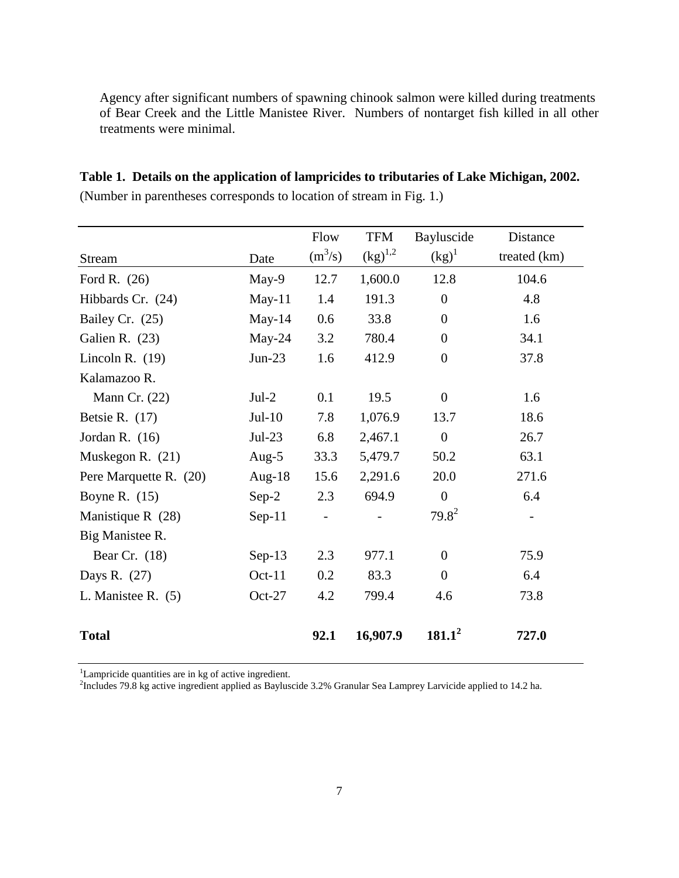Agency after significant numbers of spawning chinook salmon were killed during treatments of Bear Creek and the Little Manistee River. Numbers of nontarget fish killed in all other treatments were minimal.

**Table 1. Details on the application of lampricides to tributaries of Lake Michigan, 2002.** (Number in parentheses corresponds to location of stream in Fig. 1.)

| Stream | Date | Flow ($m^3/s$) | TFM (kg)[1,2] | Bayluscide (kg)[1] | Distance treated (km) |
|---|---|---|---|---|---|
| Ford R. (26) | May-9 | 12.7 | 1,600.0 | 12.8 | 104.6 |
| Hibbards Cr. (24) | May-11 | 1.4 | 191.3 | 0 | 4.8 |
| Bailey Cr. (25) | May-14 | 0.6 | 33.8 | 0 | 1.6 |
| Galien R. (23) | May-24 | 3.2 | 780.4 | 0 | 34.1 |
| Lincoln R. (19) | Jun-23 | 1.6 | 412.9 | 0 | 37.8 |
| Kalamazoo R. | | | | | |
| Mann Cr. (22) | Jul-2 | 0.1 | 19.5 | 0 | 1.6 |
| Betsie R. (17) | Jul-10 | 7.8 | 1,076.9 | 13.7 | 18.6 |
| Jordan R. (16) | Jul-23 | 6.8 | 2,467.1 | 0 | 26.7 |
| Muskegon R. (21) | Aug-5 | 33.3 | 5,479.7 | 50.2 | 63.1 |
| Pere Marquette R. (20) | Aug-18 | 15.6 | 2,291.6 | 20.0 | 271.6 |
| Boyne R. (15) | Sep-2 | 2.3 | 694.9 | 0 | 6.4 |
| Manistique R (28) | Sep-11 | - | - | 79.8[2] | - |
| Big Manistee R. | | | | | |
| Bear Cr. (18) | Sep-13 | 2.3 | 977.1 | 0 | 75.9 |
| Days R. (27) | Oct-11 | 0.2 | 83.3 | 0 | 6.4 |
| L. Manistee R. (5) | Oct-27 | 4.2 | 799.4 | 4.6 | 73.8 |
| **Total** | | **92.1** | **16,907.9** | **181.1[2]** | **727.0** |

[1]Lampricide quantities are in kg of active ingredient.
[2]Includes 79.8 kg active ingredient applied as Bayluscide 3.2% Granular Sea Lamprey Larvicide applied to 14.2 ha.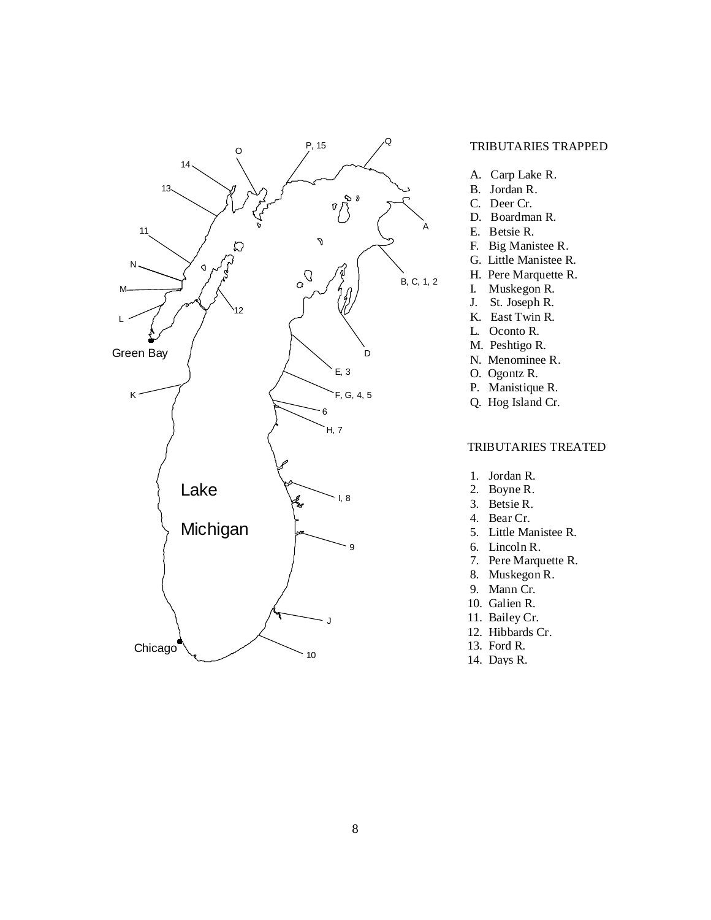## TRIBUTARIES TRAPPED

A. Carp Lake R.
B. Jordan R.
C. Deer Cr.
D. Boardman R.
E. Betsie R.
F. Big Manistee R.
G. Little Manistee R.
H. Pere Marquette R.
I. Muskegon R.
J. St. Joseph R.
K. East Twin R.
L. Oconto R.
M. Peshtigo R.
N. Menominee R.
O. Ogontz R.
P. Manistique R.
Q. Hog Island Cr.

## TRIBUTARIES TREATED

1. Jordan R.
2. Boyne R.
3. Betsie R.
4. Bear Cr.
5. Little Manistee R.
6. Lincoln R.
7. Pere Marquette R.
8. Muskegon R.
9. Mann Cr.
10. Galien R.
11. Bailey Cr.
12. Hibbards Cr.
13. Ford R.
14. Days R.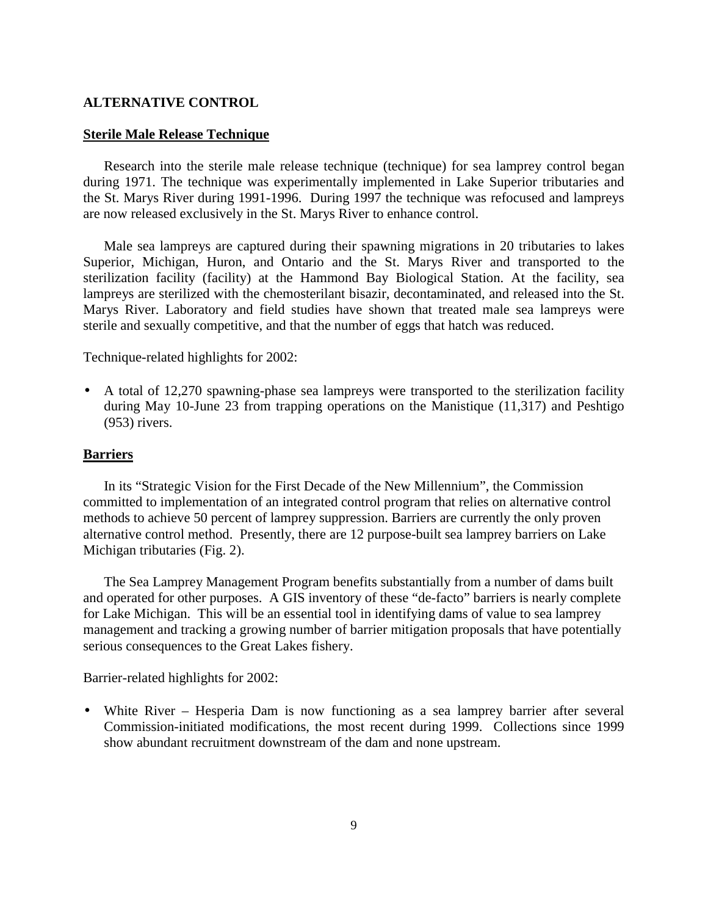## ALTERNATIVE CONTROL

### Sterile Male Release Technique

Research into the sterile male release technique (technique) for sea lamprey control began during 1971. The technique was experimentally implemented in Lake Superior tributaries and the St. Marys River during 1991-1996. During 1997 the technique was refocused and lampreys are now released exclusively in the St. Marys River to enhance control.

Male sea lampreys are captured during their spawning migrations in 20 tributaries to lakes Superior, Michigan, Huron, and Ontario and the St. Marys River and transported to the sterilization facility (facility) at the Hammond Bay Biological Station. At the facility, sea lampreys are sterilized with the chemosterilant bisazir, decontaminated, and released into the St. Marys River. Laboratory and field studies have shown that treated male sea lampreys were sterile and sexually competitive, and that the number of eggs that hatch was reduced.

Technique-related highlights for 2002:

- A total of 12,270 spawning-phase sea lampreys were transported to the sterilization facility during May 10-June 23 from trapping operations on the Manistique (11,317) and Peshtigo (953) rivers.

### Barriers

In its "Strategic Vision for the First Decade of the New Millennium", the Commission committed to implementation of an integrated control program that relies on alternative control methods to achieve 50 percent of lamprey suppression. Barriers are currently the only proven alternative control method. Presently, there are 12 purpose-built sea lamprey barriers on Lake Michigan tributaries (Fig. 2).

The Sea Lamprey Management Program benefits substantially from a number of dams built and operated for other purposes. A GIS inventory of these "de-facto" barriers is nearly complete for Lake Michigan. This will be an essential tool in identifying dams of value to sea lamprey management and tracking a growing number of barrier mitigation proposals that have potentially serious consequences to the Great Lakes fishery.

Barrier-related highlights for 2002:

- White River – Hesperia Dam is now functioning as a sea lamprey barrier after several Commission-initiated modifications, the most recent during 1999. Collections since 1999 show abundant recruitment downstream of the dam and none upstream.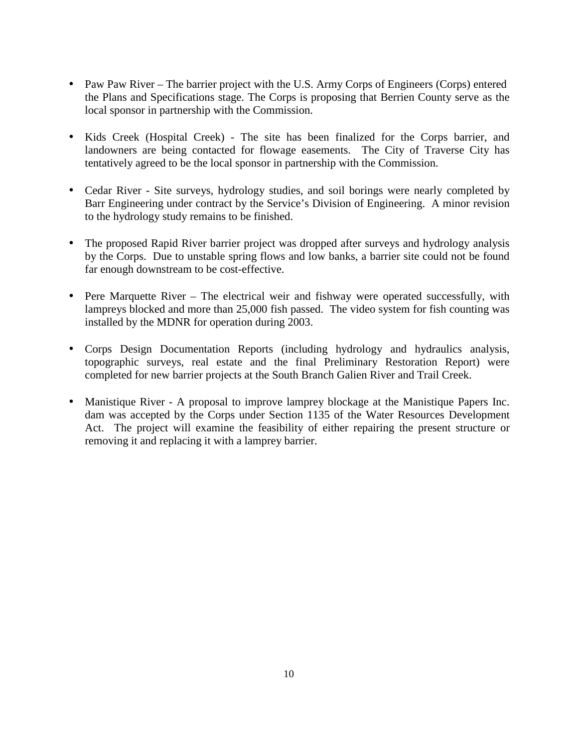- Paw Paw River – The barrier project with the U.S. Army Corps of Engineers (Corps) entered the Plans and Specifications stage. The Corps is proposing that Berrien County serve as the local sponsor in partnership with the Commission.

- Kids Creek (Hospital Creek) - The site has been finalized for the Corps barrier, and landowners are being contacted for flowage easements. The City of Traverse City has tentatively agreed to be the local sponsor in partnership with the Commission.

- Cedar River - Site surveys, hydrology studies, and soil borings were nearly completed by Barr Engineering under contract by the Service's Division of Engineering. A minor revision to the hydrology study remains to be finished.

- The proposed Rapid River barrier project was dropped after surveys and hydrology analysis by the Corps. Due to unstable spring flows and low banks, a barrier site could not be found far enough downstream to be cost-effective.

- Pere Marquette River – The electrical weir and fishway were operated successfully, with lampreys blocked and more than 25,000 fish passed. The video system for fish counting was installed by the MDNR for operation during 2003.

- Corps Design Documentation Reports (including hydrology and hydraulics analysis, topographic surveys, real estate and the final Preliminary Restoration Report) were completed for new barrier projects at the South Branch Galien River and Trail Creek.

- Manistique River - A proposal to improve lamprey blockage at the Manistique Papers Inc. dam was accepted by the Corps under Section 1135 of the Water Resources Development Act. The project will examine the feasibility of either repairing the present structure or removing it and replacing it with a lamprey barrier.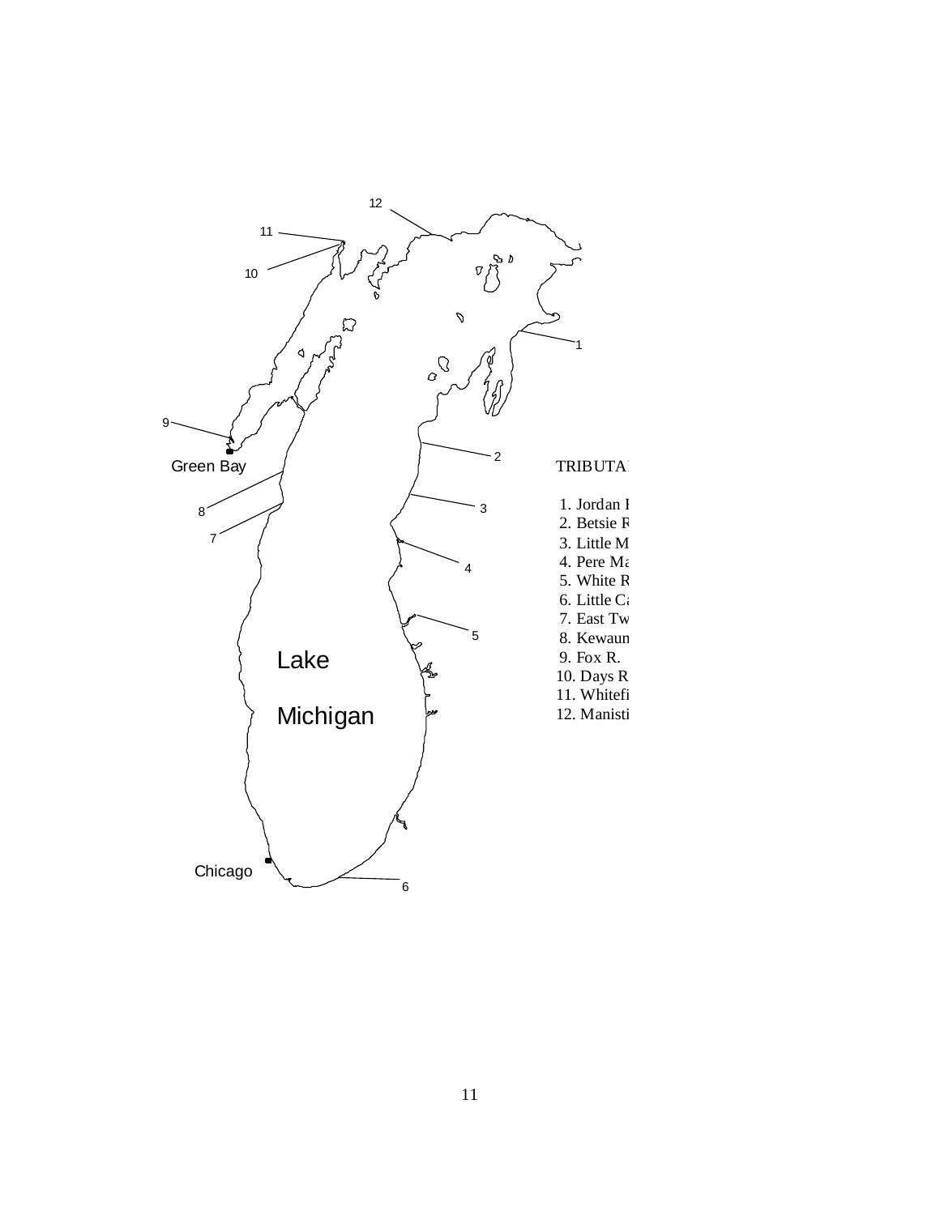12

11

10

1

9

2

Green Bay

TRIBUTA

8

3

7

1. Jordan I
2. Betsie R
3. Little M
4. Pere Ma
5. White R
6. Little Ca
7. East Tw
8. Kewaun
9. Fox R.
10. Days R
11. Whitefi
12. Manisti

4

5

Lake

Michigan

Chicago

6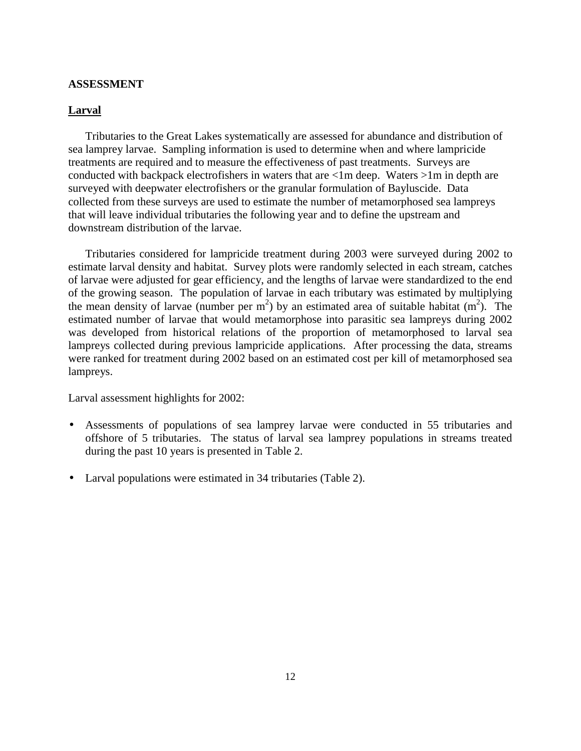## ASSESSMENT

### Larval

Tributaries to the Great Lakes systematically are assessed for abundance and distribution of sea lamprey larvae. Sampling information is used to determine when and where lampricide treatments are required and to measure the effectiveness of past treatments. Surveys are conducted with backpack electrofishers in waters that are <1m deep. Waters >1m in depth are surveyed with deepwater electrofishers or the granular formulation of Bayluscide. Data collected from these surveys are used to estimate the number of metamorphosed sea lampreys that will leave individual tributaries the following year and to define the upstream and downstream distribution of the larvae.

Tributaries considered for lampricide treatment during 2003 were surveyed during 2002 to estimate larval density and habitat. Survey plots were randomly selected in each stream, catches of larvae were adjusted for gear efficiency, and the lengths of larvae were standardized to the end of the growing season. The population of larvae in each tributary was estimated by multiplying the mean density of larvae (number per $m^2$) by an estimated area of suitable habitat ($m^2$). The estimated number of larvae that would metamorphose into parasitic sea lampreys during 2002 was developed from historical relations of the proportion of metamorphosed to larval sea lampreys collected during previous lampricide applications. After processing the data, streams were ranked for treatment during 2002 based on an estimated cost per kill of metamorphosed sea lampreys.

Larval assessment highlights for 2002:

- Assessments of populations of sea lamprey larvae were conducted in 55 tributaries and offshore of 5 tributaries. The status of larval sea lamprey populations in streams treated during the past 10 years is presented in Table 2.
- Larval populations were estimated in 34 tributaries (Table 2).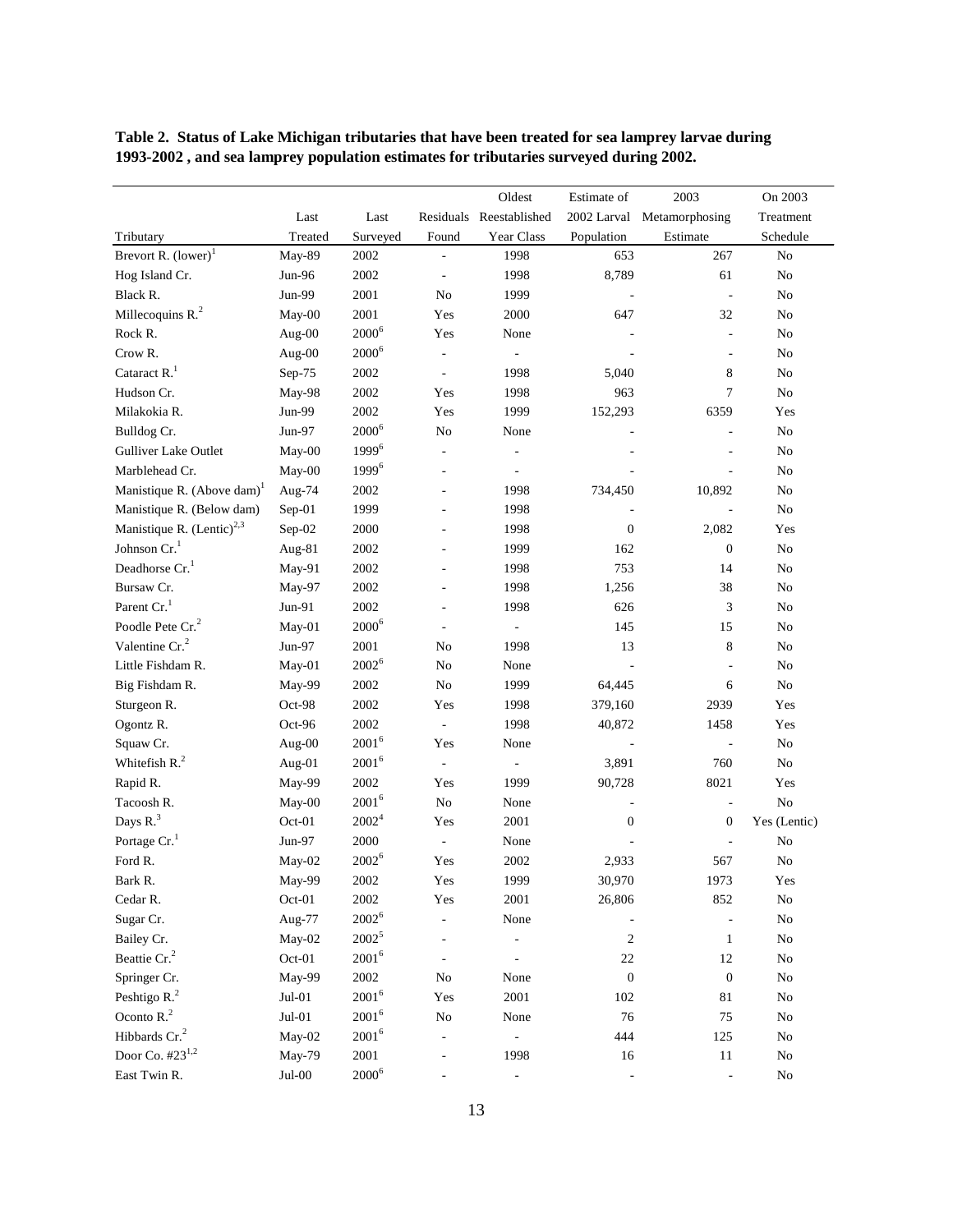**Table 2. Status of Lake Michigan tributaries that have been treated for sea lamprey larvae during 1993-2002 , and sea lamprey population estimates for tributaries surveyed during 2002.**

| Tributary | Last Treated | Last Surveyed | Residuals Found | Oldest Reestablished Year Class | Estimate of 2002 Larval Population | 2003 Metamorphosing Estimate | On 2003 Treatment Schedule |
|---|---|---|---|---|---|---|---|
| Brevort R. (lower)[1] | May-89 | 2002 | - | 1998 | 653 | 267 | No |
| Hog Island Cr. | Jun-96 | 2002 | - | 1998 | 8,789 | 61 | No |
| Black R. | Jun-99 | 2001 | No | 1999 | - | - | No |
| Millecoquins R.[2] | May-00 | 2001 | Yes | 2000 | 647 | 32 | No |
| Rock R. | Aug-00 | 2000[6] | Yes | None | - | - | No |
| Crow R. | Aug-00 | 2000[6] | - | - | - | - | No |
| Cataract R.[1] | Sep-75 | 2002 | - | 1998 | 5,040 | 8 | No |
| Hudson Cr. | May-98 | 2002 | Yes | 1998 | 963 | 7 | No |
| Milakokia R. | Jun-99 | 2002 | Yes | 1999 | 152,293 | 6359 | Yes |
| Bulldog Cr. | Jun-97 | 2000[6] | No | None | - | - | No |
| Gulliver Lake Outlet | May-00 | 1999[6] | - | - | - | - | No |
| Marblehead Cr. | May-00 | 1999[6] | - | - | - | - | No |
| Manistique R. (Above dam)[1] | Aug-74 | 2002 | - | 1998 | 734,450 | 10,892 | No |
| Manistique R. (Below dam) | Sep-01 | 1999 | - | 1998 | - | - | No |
| Manistique R. (Lentic)[2,3] | Sep-02 | 2000 | - | 1998 | 0 | 2,082 | Yes |
| Johnson Cr.[1] | Aug-81 | 2002 | - | 1999 | 162 | 0 | No |
| Deadhorse Cr.[1] | May-91 | 2002 | - | 1998 | 753 | 14 | No |
| Bursaw Cr. | May-97 | 2002 | - | 1998 | 1,256 | 38 | No |
| Parent Cr.[1] | Jun-91 | 2002 | - | 1998 | 626 | 3 | No |
| Poodle Pete Cr.[2] | May-01 | 2000[6] | - | - | 145 | 15 | No |
| Valentine Cr.[2] | Jun-97 | 2001 | No | 1998 | 13 | 8 | No |
| Little Fishdam R. | May-01 | 2002[6] | No | None | - | - | No |
| Big Fishdam R. | May-99 | 2002 | No | 1999 | 64,445 | 6 | No |
| Sturgeon R. | Oct-98 | 2002 | Yes | 1998 | 379,160 | 2939 | Yes |
| Ogontz R. | Oct-96 | 2002 | - | 1998 | 40,872 | 1458 | Yes |
| Squaw Cr. | Aug-00 | 2001[6] | Yes | None | - | - | No |
| Whitefish R.[2] | Aug-01 | 2001[6] | - | - | 3,891 | 760 | No |
| Rapid R. | May-99 | 2002 | Yes | 1999 | 90,728 | 8021 | Yes |
| Tacoosh R. | May-00 | 2001[6] | No | None | - | - | No |
| Days R.[3] | Oct-01 | 2002[4] | Yes | 2001 | 0 | 0 | Yes (Lentic) |
| Portage Cr.[1] | Jun-97 | 2000 | - | None | - | - | No |
| Ford R. | May-02 | 2002[6] | Yes | 2002 | 2,933 | 567 | No |
| Bark R. | May-99 | 2002 | Yes | 1999 | 30,970 | 1973 | Yes |
| Cedar R. | Oct-01 | 2002 | Yes | 2001 | 26,806 | 852 | No |
| Sugar Cr. | Aug-77 | 2002[6] | - | None | - | - | No |
| Bailey Cr. | May-02 | 2002[5] | - | - | 2 | 1 | No |
| Beattie Cr.[2] | Oct-01 | 2001[6] | - | - | 22 | 12 | No |
| Springer Cr. | May-99 | 2002 | No | None | 0 | 0 | No |
| Peshtigo R.[2] | Jul-01 | 2001[6] | Yes | 2001 | 102 | 81 | No |
| Oconto R.[2] | Jul-01 | 2001[6] | No | None | 76 | 75 | No |
| Hibbards Cr.[2] | May-02 | 2001[6] | - | - | 444 | 125 | No |
| Door Co. #23[1,2] | May-79 | 2001 | - | 1998 | 16 | 11 | No |
| East Twin R. | Jul-00 | 2000[6] | - | - | - | - | No |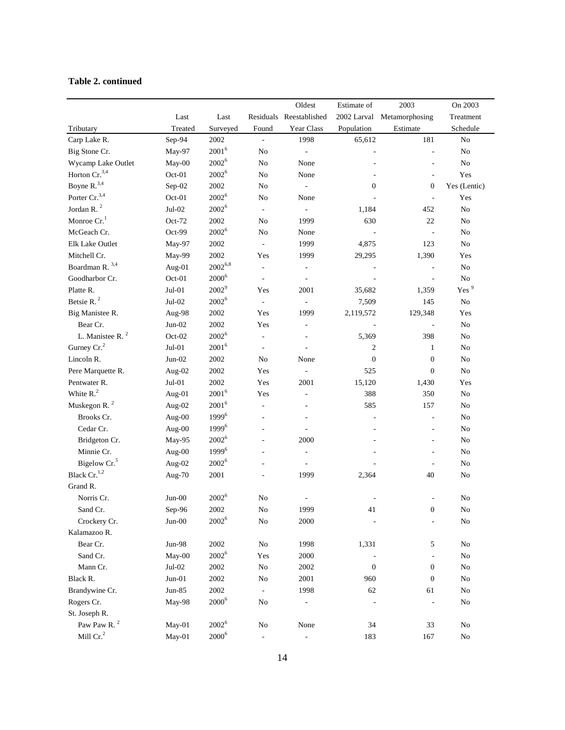**Table 2. continued**

| Tributary | Last Treated | Last Surveyed | Residuals Found | Oldest Reestablished Year Class | Estimate of 2002 Larval Population | 2003 Metamorphosing Estimate | On 2003 Treatment Schedule |
|---|---|---|---|---|---|---|---|
| Carp Lake R. | Sep-94 | 2002 | - | 1998 | 65,612 | 181 | No |
| Big Stone Cr. | May-97 | 2001[6] | No | - | - | - | No |
| Wycamp Lake Outlet | May-00 | 2002[6] | No | None | - | - | No |
| Horton Cr.[3,4] | Oct-01 | 2002[6] | No | None | - | - | Yes |
| Boyne R.[3,4] | Sep-02 | 2002 | No | - | 0 | 0 | Yes (Lentic) |
| Porter Cr.[3,4] | Oct-01 | 2002[6] | No | None | - | - | Yes |
| Jordan R.[2] | Jul-02 | 2002[6] | - | - | 1,184 | 452 | No |
| Monroe Cr.[1] | Oct-72 | 2002 | No | 1999 | 630 | 22 | No |
| McGeach Cr. | Oct-99 | 2002[6] | No | None | - | - | No |
| Elk Lake Outlet | May-97 | 2002 | - | 1999 | 4,875 | 123 | No |
| Mitchell Cr. | May-99 | 2002 | Yes | 1999 | 29,295 | 1,390 | Yes |
| Boardman R.[3,4] | Aug-01 | 2002[6,8] | - | - | - | - | No |
| Goodharbor Cr. | Oct-01 | 2000[6] | - | - | - | - | No |
| Platte R. | Jul-01 | 2002[9] | Yes | 2001 | 35,682 | 1,359 | Yes[9] |
| Betsie R.[2] | Jul-02 | 2002[6] | - | - | 7,509 | 145 | No |
| Big Manistee R. | Aug-98 | 2002 | Yes | 1999 | 2,119,572 | 129,348 | Yes |
| Bear Cr. | Jun-02 | 2002 | Yes | - | - | - | No |
| L. Manistee R.[2] | Oct-02 | 2002[6] | - | - | 5,369 | 398 | No |
| Gurney Cr.[2] | Jul-01 | 2001[6] | - | - | 2 | 1 | No |
| Lincoln R. | Jun-02 | 2002 | No | None | 0 | 0 | No |
| Pere Marquette R. | Aug-02 | 2002 | Yes | - | 525 | 0 | No |
| Pentwater R. | Jul-01 | 2002 | Yes | 2001 | 15,120 | 1,430 | Yes |
| White R.[2] | Aug-01 | 2001[6] | Yes | - | 388 | 350 | No |
| Muskegon R.[2] | Aug-02 | 2001[6] | - | - | 585 | 157 | No |
| Brooks Cr. | Aug-00 | 1999[6] | - | - | - | - | No |
| Cedar Cr. | Aug-00 | 1999[6] | - | - | - | - | No |
| Bridgeton Cr. | May-95 | 2002[6] | - | 2000 | - | - | No |
| Minnie Cr. | Aug-00 | 1999[6] | - | - | - | - | No |
| Bigelow Cr.[5] | Aug-02 | 2002[6] | - | - | - | - | No |
| Black Cr.[1,2] | Aug-70 | 2001 | - | 1999 | 2,364 | 40 | No |
| Grand R. | | | | | | | |
| Norris Cr. | Jun-00 | 2002[6] | No | - | - | - | No |
| Sand Cr. | Sep-96 | 2002 | No | 1999 | 41 | 0 | No |
| Crockery Cr. | Jun-00 | 2002[6] | No | 2000 | - | - | No |
| Kalamazoo R. | | | | | | | |
| Bear Cr. | Jun-98 | 2002 | No | 1998 | 1,331 | 5 | No |
| Sand Cr. | May-00 | 2002[6] | Yes | 2000 | - | - | No |
| Mann Cr. | Jul-02 | 2002 | No | 2002 | 0 | 0 | No |
| Black R. | Jun-01 | 2002 | No | 2001 | 960 | 0 | No |
| Brandywine Cr. | Jun-85 | 2002 | - | 1998 | 62 | 61 | No |
| Rogers Cr. | May-98 | 2000[6] | No | - | - | - | No |
| St. Joseph R. | | | | | | | |
| Paw Paw R.[2] | May-01 | 2002[6] | No | None | 34 | 33 | No |
| Mill Cr.[2] | May-01 | 2000[6] | - | - | 183 | 167 | No |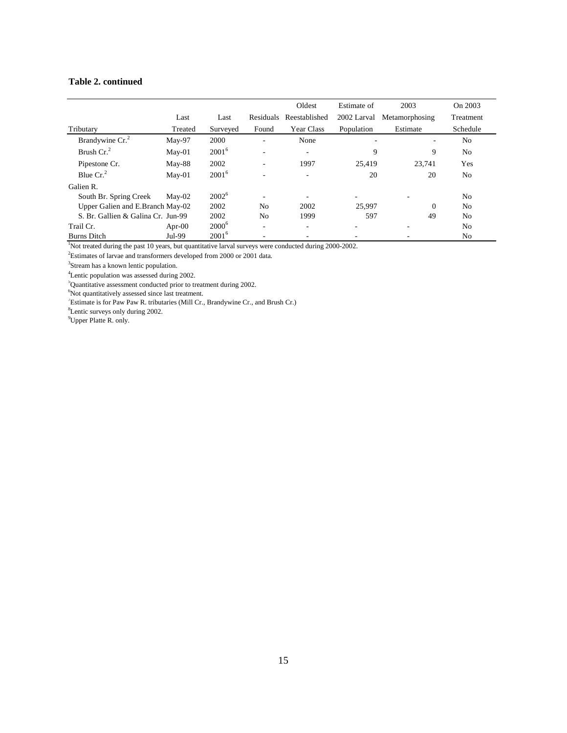**Table 2. continued**

| Tributary | Last Treated | Last Surveyed | Residuals Found | Oldest Reestablished Year Class | Estimate of 2002 Larval Population | 2003 Metamorphosing Estimate | On 2003 Treatment Schedule |
|---|---|---|---|---|---|---|---|
| Brandywine Cr.[2] | May-97 | 2000 | - | None | - | - | No |
| Brush Cr.[2] | May-01 | 2001[6] | - | - | 9 | 9 | No |
| Pipestone Cr. | May-88 | 2002 | - | 1997 | 25,419 | 23,741 | Yes |
| Blue Cr.[2] | May-01 | 2001[6] | - | - | 20 | 20 | No |
| Galien R. | | | | | | | |
| South Br. Spring Creek | May-02 | 2002[6] | - | - | - | - | No |
| Upper Galien and E.Branch | May-02 | 2002 | No | 2002 | 25,997 | 0 | No |
| S. Br. Gallien & Galina Cr. | Jun-99 | 2002 | No | 1999 | 597 | 49 | No |
| Trail Cr. | Apr-00 | 2000[6] | - | - | - | - | No |
| Burns Ditch | Jul-99 | 2001[6] | - | - | - | - | No |

[1]Not treated during the past 10 years, but quantitative larval surveys were conducted during 2000-2002.
[2]Estimates of larvae and transformers developed from 2000 or 2001 data.
[3]Stream has a known lentic population.
[4]Lentic population was assessed during 2002.
[5]Quantitative assessment conducted prior to treatment during 2002.
[6]Not quantitatively assessed since last treatment.
[7]Estimate is for Paw Paw R. tributaries (Mill Cr., Brandywine Cr., and Brush Cr.)
[8]Lentic surveys only during 2002.
[9]Upper Platte R. only.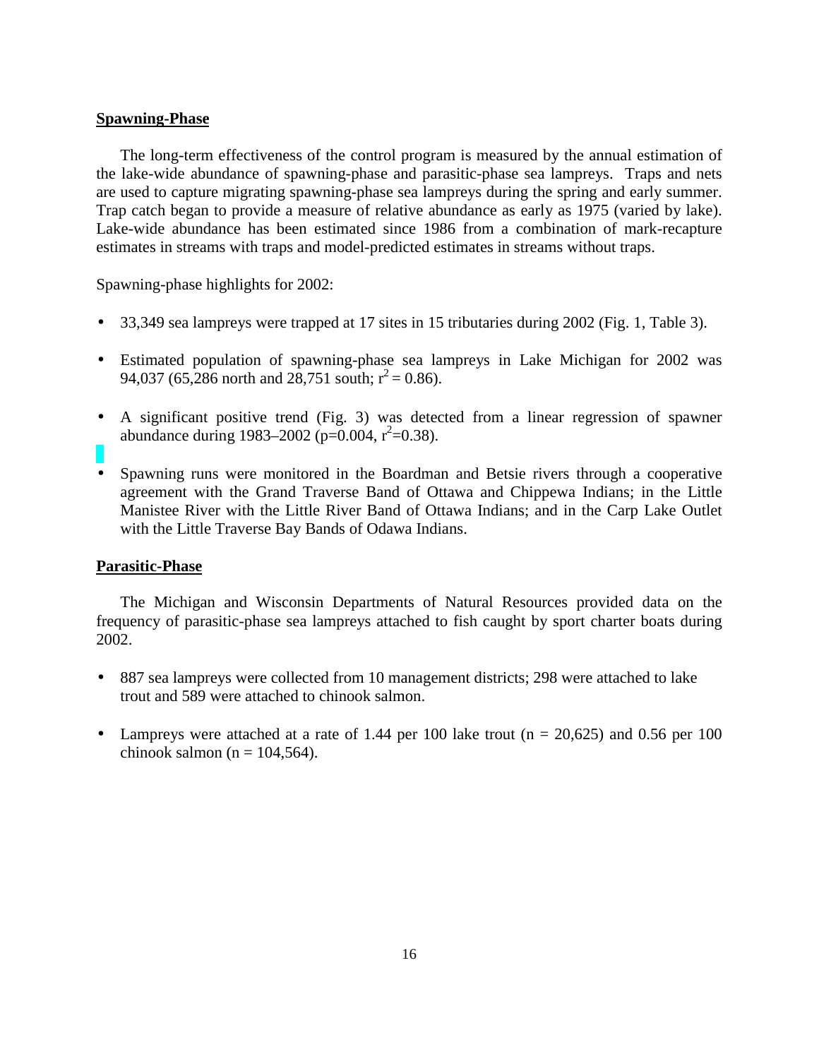**Spawning-Phase**

The long-term effectiveness of the control program is measured by the annual estimation of the lake-wide abundance of spawning-phase and parasitic-phase sea lampreys. Traps and nets are used to capture migrating spawning-phase sea lampreys during the spring and early summer. Trap catch began to provide a measure of relative abundance as early as 1975 (varied by lake). Lake-wide abundance has been estimated since 1986 from a combination of mark-recapture estimates in streams with traps and model-predicted estimates in streams without traps.

Spawning-phase highlights for 2002:

- 33,349 sea lampreys were trapped at 17 sites in 15 tributaries during 2002 (Fig. 1, Table 3).
- Estimated population of spawning-phase sea lampreys in Lake Michigan for 2002 was 94,037 (65,286 north and 28,751 south; $r^2 = 0.86$).
- A significant positive trend (Fig. 3) was detected from a linear regression of spawner abundance during 1983–2002 ($p=0.004$, $r^2=0.38$).
- Spawning runs were monitored in the Boardman and Betsie rivers through a cooperative agreement with the Grand Traverse Band of Ottawa and Chippewa Indians; in the Little Manistee River with the Little River Band of Ottawa Indians; and in the Carp Lake Outlet with the Little Traverse Bay Bands of Odawa Indians.

**Parasitic-Phase**

The Michigan and Wisconsin Departments of Natural Resources provided data on the frequency of parasitic-phase sea lampreys attached to fish caught by sport charter boats during 2002.

- 887 sea lampreys were collected from 10 management districts; 298 were attached to lake trout and 589 were attached to chinook salmon.
- Lampreys were attached at a rate of 1.44 per 100 lake trout ($n = 20,625$) and 0.56 per 100 chinook salmon ($n = 104,564$).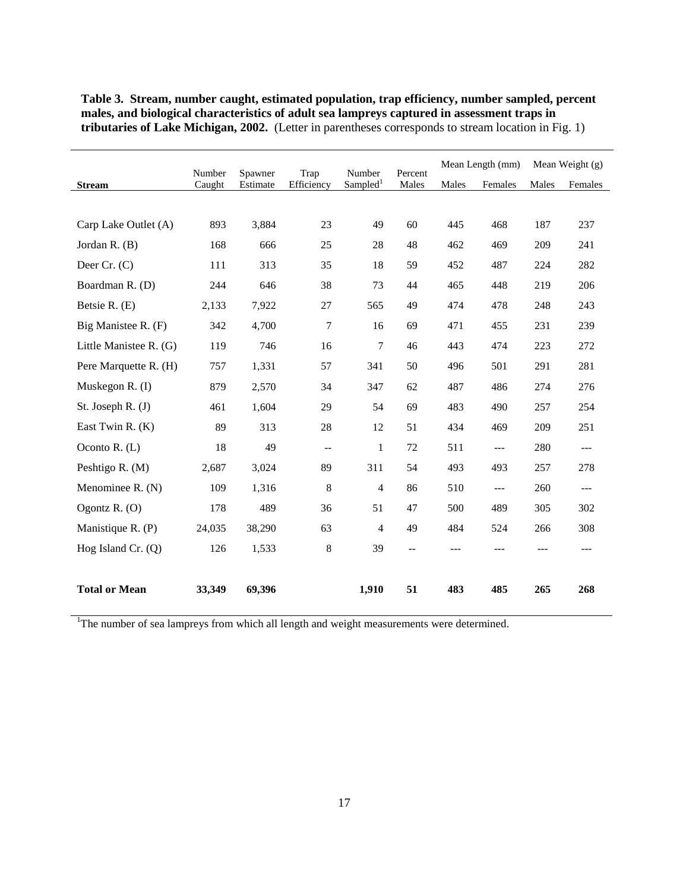**Table 3. Stream, number caught, estimated population, trap efficiency, number sampled, percent males, and biological characteristics of adult sea lampreys captured in assessment traps in tributaries of Lake Michigan, 2002.** (Letter in parentheses corresponds to stream location in Fig. 1)

| Stream | Number Caught | Spawner Estimate | Trap Efficiency | Number Sampled[1] | Percent Males | Mean Length (mm) | | Mean Weight (g) | |
|---|---|---|---|---|---|---|---|---|---|
| | | | | | | Males | Females | Males | Females |
| Carp Lake Outlet (A) | 893 | 3,884 | 23 | 49 | 60 | 445 | 468 | 187 | 237 |
| Jordan R. (B) | 168 | 666 | 25 | 28 | 48 | 462 | 469 | 209 | 241 |
| Deer Cr. (C) | 111 | 313 | 35 | 18 | 59 | 452 | 487 | 224 | 282 |
| Boardman R. (D) | 244 | 646 | 38 | 73 | 44 | 465 | 448 | 219 | 206 |
| Betsie R. (E) | 2,133 | 7,922 | 27 | 565 | 49 | 474 | 478 | 248 | 243 |
| Big Manistee R. (F) | 342 | 4,700 | 7 | 16 | 69 | 471 | 455 | 231 | 239 |
| Little Manistee R. (G) | 119 | 746 | 16 | 7 | 46 | 443 | 474 | 223 | 272 |
| Pere Marquette R. (H) | 757 | 1,331 | 57 | 341 | 50 | 496 | 501 | 291 | 281 |
| Muskegon R. (I) | 879 | 2,570 | 34 | 347 | 62 | 487 | 486 | 274 | 276 |
| St. Joseph R. (J) | 461 | 1,604 | 29 | 54 | 69 | 483 | 490 | 257 | 254 |
| East Twin R. (K) | 89 | 313 | 28 | 12 | 51 | 434 | 469 | 209 | 251 |
| Oconto R. (L) | 18 | 49 | -- | 1 | 72 | 511 | --- | 280 | --- |
| Peshtigo R. (M) | 2,687 | 3,024 | 89 | 311 | 54 | 493 | 493 | 257 | 278 |
| Menominee R. (N) | 109 | 1,316 | 8 | 4 | 86 | 510 | --- | 260 | --- |
| Ogontz R. (O) | 178 | 489 | 36 | 51 | 47 | 500 | 489 | 305 | 302 |
| Manistique R. (P) | 24,035 | 38,290 | 63 | 4 | 49 | 484 | 524 | 266 | 308 |
| Hog Island Cr. (Q) | 126 | 1,533 | 8 | 39 | -- | --- | --- | --- | --- |
| **Total or Mean** | **33,349** | **69,396** | | **1,910** | **51** | **483** | **485** | **265** | **268** |

[1]The number of sea lampreys from which all length and weight measurements were determined.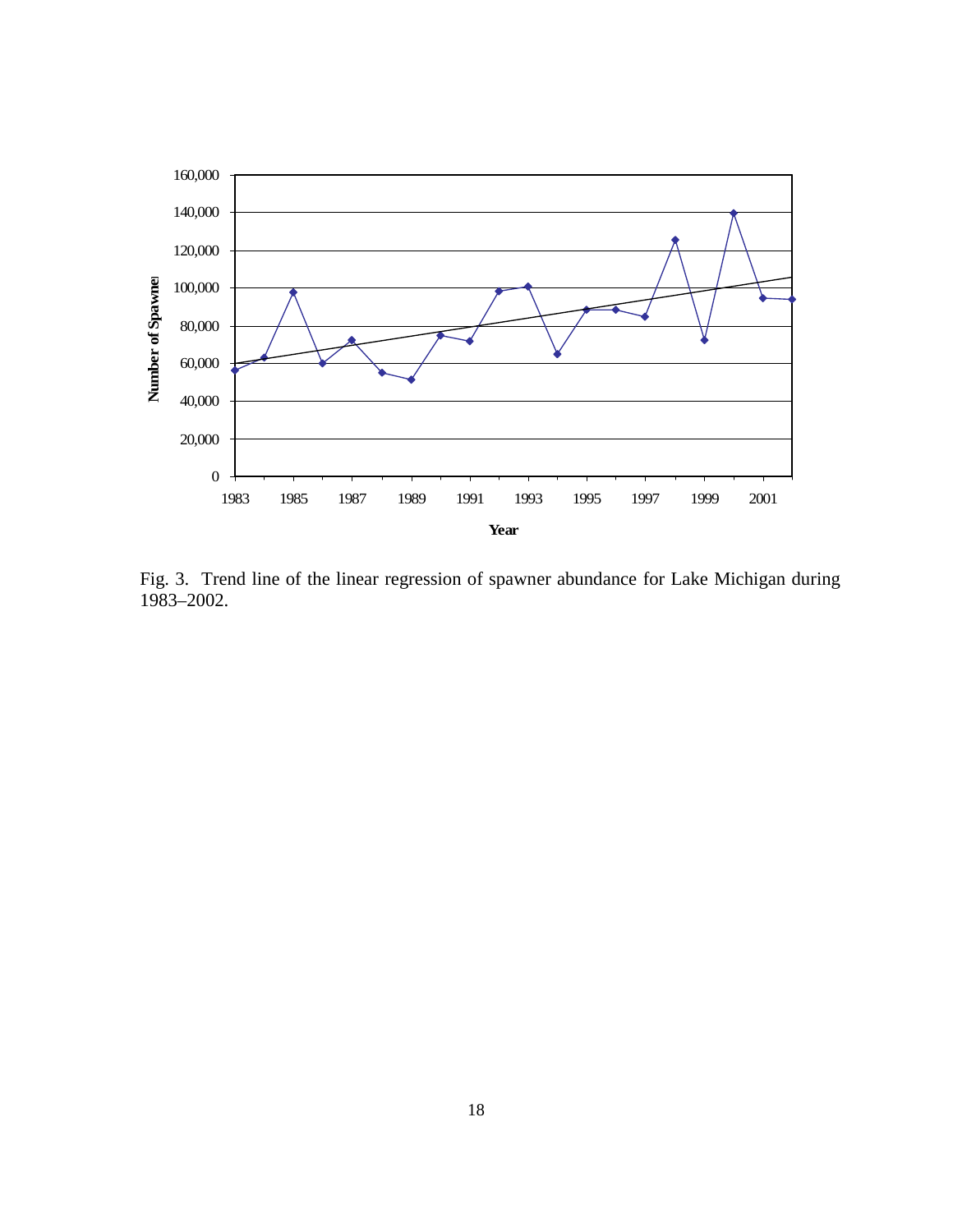160,000
140,000
120,000
100,000
80,000
60,000
40,000
20,000
0

Number of Spawners

1983
1985
1987
1989
1991
1993
1995
1997
1999
2001

Year

Fig. 3. Trend line of the linear regression of spawner abundance for Lake Michigan during 1983–2002.